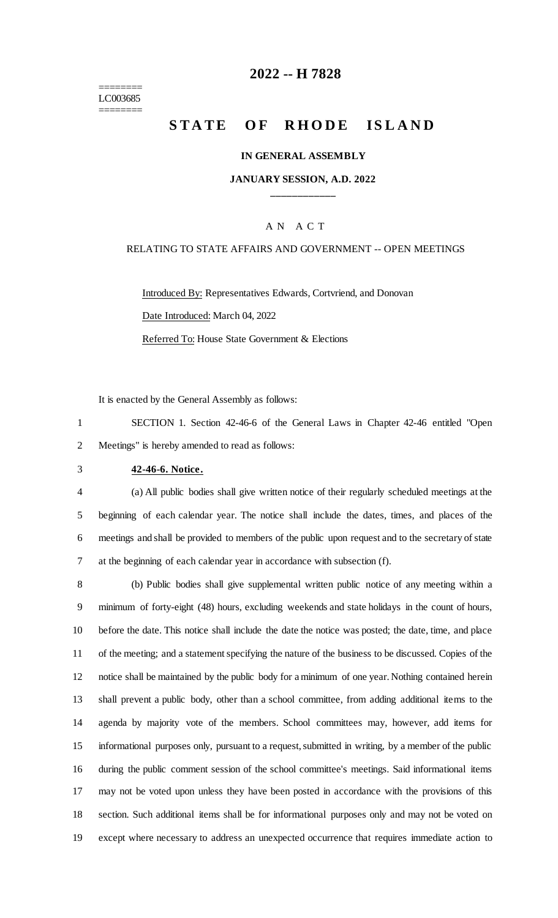========
LC003685
========

# 2022 -- H 7828

# STATE OF RHODE ISLAND

### IN GENERAL ASSEMBLY

### JANUARY SESSION, A.D. 2022

____________

A N A C T

RELATING TO STATE AFFAIRS AND GOVERNMENT -- OPEN MEETINGS

Introduced By: Representatives Edwards, Cortvriend, and Donovan

Date Introduced: March 04, 2022

Referred To: House State Government & Elections

It is enacted by the General Assembly as follows:

1 SECTION 1. Section 42-46-6 of the General Laws in Chapter 42-46 entitled "Open
2 Meetings" is hereby amended to read as follows:

3 **42-46-6. Notice.**

4 (a) All public bodies shall give written notice of their regularly scheduled meetings at the
5 beginning of each calendar year. The notice shall include the dates, times, and places of the
6 meetings and shall be provided to members of the public upon request and to the secretary of state
7 at the beginning of each calendar year in accordance with subsection (f).

8 (b) Public bodies shall give supplemental written public notice of any meeting within a
9 minimum of forty-eight (48) hours, excluding weekends and state holidays in the count of hours,
10 before the date. This notice shall include the date the notice was posted; the date, time, and place
11 of the meeting; and a statement specifying the nature of the business to be discussed. Copies of the
12 notice shall be maintained by the public body for a minimum of one year. Nothing contained herein
13 shall prevent a public body, other than a school committee, from adding additional items to the
14 agenda by majority vote of the members. School committees may, however, add items for
15 informational purposes only, pursuant to a request, submitted in writing, by a member of the public
16 during the public comment session of the school committee's meetings. Said informational items
17 may not be voted upon unless they have been posted in accordance with the provisions of this
18 section. Such additional items shall be for informational purposes only and may not be voted on
19 except where necessary to address an unexpected occurrence that requires immediate action to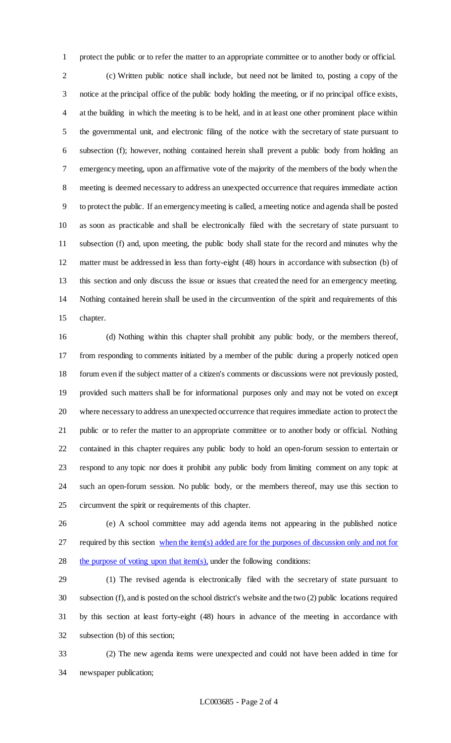protect the public or to refer the matter to an appropriate committee or to another body or official.

(c) Written public notice shall include, but need not be limited to, posting a copy of the notice at the principal office of the public body holding the meeting, or if no principal office exists, at the building in which the meeting is to be held, and in at least one other prominent place within the governmental unit, and electronic filing of the notice with the secretary of state pursuant to subsection (f); however, nothing contained herein shall prevent a public body from holding an emergency meeting, upon an affirmative vote of the majority of the members of the body when the meeting is deemed necessary to address an unexpected occurrence that requires immediate action to protect the public. If an emergency meeting is called, a meeting notice and agenda shall be posted as soon as practicable and shall be electronically filed with the secretary of state pursuant to subsection (f) and, upon meeting, the public body shall state for the record and minutes why the matter must be addressed in less than forty-eight (48) hours in accordance with subsection (b) of this section and only discuss the issue or issues that created the need for an emergency meeting. Nothing contained herein shall be used in the circumvention of the spirit and requirements of this chapter.

(d) Nothing within this chapter shall prohibit any public body, or the members thereof, from responding to comments initiated by a member of the public during a properly noticed open forum even if the subject matter of a citizen's comments or discussions were not previously posted, provided such matters shall be for informational purposes only and may not be voted on except where necessary to address an unexpected occurrence that requires immediate action to protect the public or to refer the matter to an appropriate committee or to another body or official. Nothing contained in this chapter requires any public body to hold an open-forum session to entertain or respond to any topic nor does it prohibit any public body from limiting comment on any topic at such an open-forum session. No public body, or the members thereof, may use this section to circumvent the spirit or requirements of this chapter.

(e) A school committee may add agenda items not appearing in the published notice required by this section <u>when the item(s) added are for the purposes of discussion only and not for the purpose of voting upon that item(s),</u> under the following conditions:

(1) The revised agenda is electronically filed with the secretary of state pursuant to subsection (f), and is posted on the school district's website and the two (2) public locations required by this section at least forty-eight (48) hours in advance of the meeting in accordance with subsection (b) of this section;

(2) The new agenda items were unexpected and could not have been added in time for newspaper publication;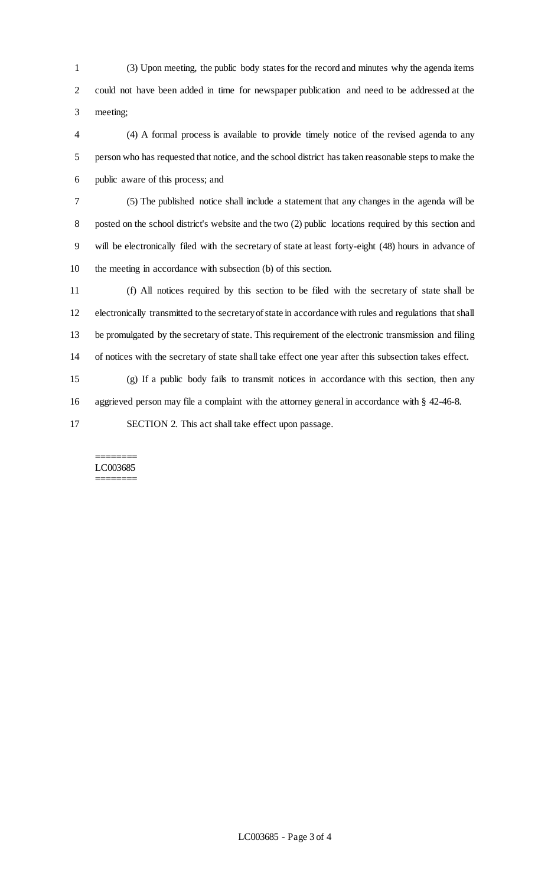(3) Upon meeting, the public body states for the record and minutes why the agenda items could not have been added in time for newspaper publication and need to be addressed at the meeting;

(4) A formal process is available to provide timely notice of the revised agenda to any person who has requested that notice, and the school district has taken reasonable steps to make the public aware of this process; and

(5) The published notice shall include a statement that any changes in the agenda will be posted on the school district's website and the two (2) public locations required by this section and will be electronically filed with the secretary of state at least forty-eight (48) hours in advance of the meeting in accordance with subsection (b) of this section.

(f) All notices required by this section to be filed with the secretary of state shall be electronically transmitted to the secretary of state in accordance with rules and regulations that shall be promulgated by the secretary of state. This requirement of the electronic transmission and filing of notices with the secretary of state shall take effect one year after this subsection takes effect.

(g) If a public body fails to transmit notices in accordance with this section, then any aggrieved person may file a complaint with the attorney general in accordance with § 42-46-8.

SECTION 2. This act shall take effect upon passage.

========
LC003685
========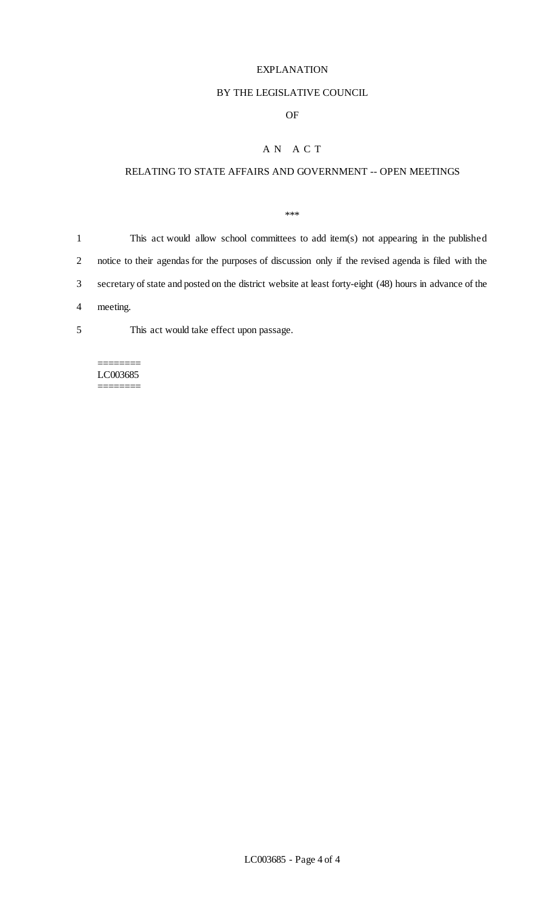EXPLANATION

BY THE LEGISLATIVE COUNCIL

OF

A N A C T

RELATING TO STATE AFFAIRS AND GOVERNMENT -- OPEN MEETINGS

\*\*\*

1 This act would allow school committees to add item(s) not appearing in the published
2 notice to their agendas for the purposes of discussion only if the revised agenda is filed with the
3 secretary of state and posted on the district website at least forty-eight (48) hours in advance of the
4 meeting.

5 This act would take effect upon passage.

========
LC003685
========